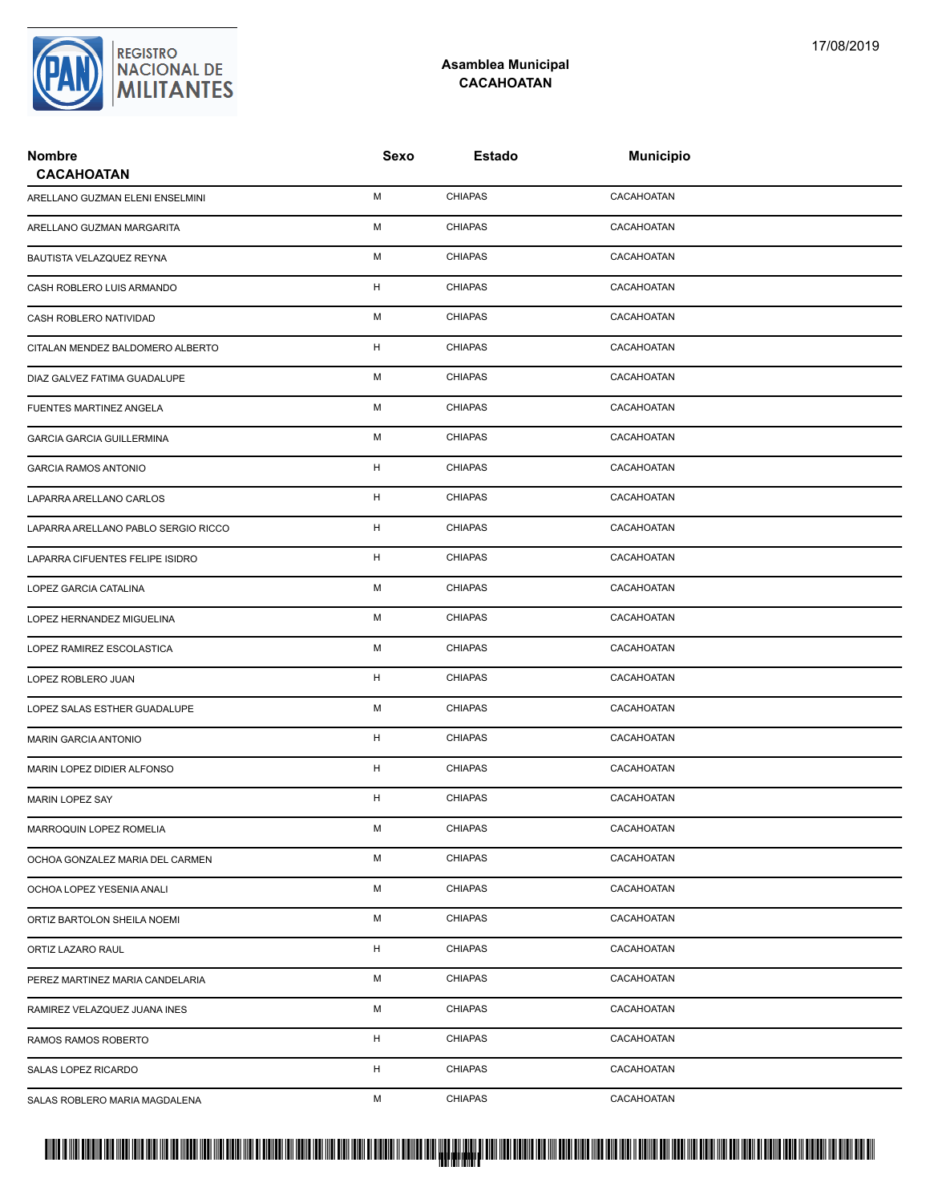REGISTRO NACIONAL DE MILITANTES

17/08/2019

## Asamblea Municipal
## CACAHOATAN

| Nombre | Sexo | Estado | Municipio |
|---|---|---|---|
| **CACAHOATAN** | | | |
| ARELLANO GUZMAN ELENI ENSELMINI | M | CHIAPAS | CACAHOATAN |
| ARELLANO GUZMAN MARGARITA | M | CHIAPAS | CACAHOATAN |
| BAUTISTA VELAZQUEZ REYNA | M | CHIAPAS | CACAHOATAN |
| CASH ROBLERO LUIS ARMANDO | H | CHIAPAS | CACAHOATAN |
| CASH ROBLERO NATIVIDAD | M | CHIAPAS | CACAHOATAN |
| CITALAN MENDEZ BALDOMERO ALBERTO | H | CHIAPAS | CACAHOATAN |
| DIAZ GALVEZ FATIMA GUADALUPE | M | CHIAPAS | CACAHOATAN |
| FUENTES MARTINEZ ANGELA | M | CHIAPAS | CACAHOATAN |
| GARCIA GARCIA GUILLERMINA | M | CHIAPAS | CACAHOATAN |
| GARCIA RAMOS ANTONIO | H | CHIAPAS | CACAHOATAN |
| LAPARRA ARELLANO CARLOS | H | CHIAPAS | CACAHOATAN |
| LAPARRA ARELLANO PABLO SERGIO RICCO | H | CHIAPAS | CACAHOATAN |
| LAPARRA CIFUENTES FELIPE ISIDRO | H | CHIAPAS | CACAHOATAN |
| LOPEZ GARCIA CATALINA | M | CHIAPAS | CACAHOATAN |
| LOPEZ HERNANDEZ MIGUELINA | M | CHIAPAS | CACAHOATAN |
| LOPEZ RAMIREZ ESCOLASTICA | M | CHIAPAS | CACAHOATAN |
| LOPEZ ROBLERO JUAN | H | CHIAPAS | CACAHOATAN |
| LOPEZ SALAS ESTHER GUADALUPE | M | CHIAPAS | CACAHOATAN |
| MARIN GARCIA ANTONIO | H | CHIAPAS | CACAHOATAN |
| MARIN LOPEZ DIDIER ALFONSO | H | CHIAPAS | CACAHOATAN |
| MARIN LOPEZ SAY | H | CHIAPAS | CACAHOATAN |
| MARROQUIN LOPEZ ROMELIA | M | CHIAPAS | CACAHOATAN |
| OCHOA GONZALEZ MARIA DEL CARMEN | M | CHIAPAS | CACAHOATAN |
| OCHOA LOPEZ YESENIA ANALI | M | CHIAPAS | CACAHOATAN |
| ORTIZ BARTOLON SHEILA NOEMI | M | CHIAPAS | CACAHOATAN |
| ORTIZ LAZARO RAUL | H | CHIAPAS | CACAHOATAN |
| PEREZ MARTINEZ MARIA CANDELARIA | M | CHIAPAS | CACAHOATAN |
| RAMIREZ VELAZQUEZ JUANA INES | M | CHIAPAS | CACAHOATAN |
| RAMOS RAMOS ROBERTO | H | CHIAPAS | CACAHOATAN |
| SALAS LOPEZ RICARDO | H | CHIAPAS | CACAHOATAN |
| SALAS ROBLERO MARIA MAGDALENA | M | CHIAPAS | CACAHOATAN |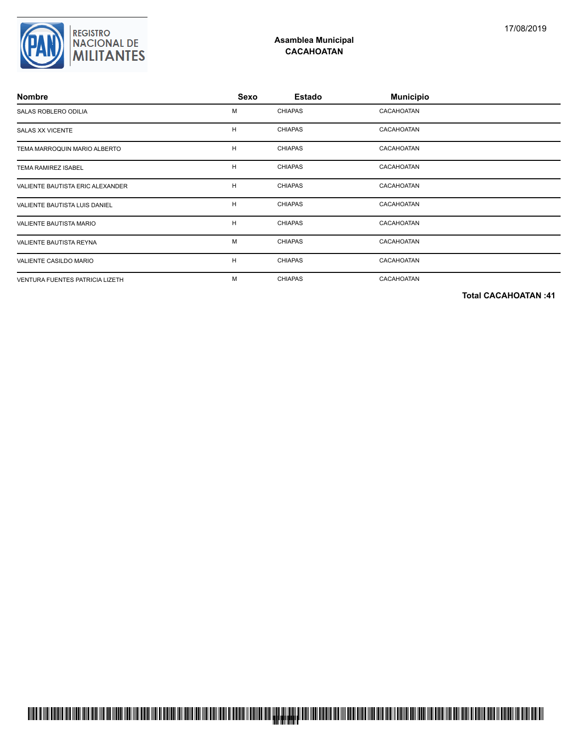**Asamblea Municipal**
**CACAHOATAN**

| Nombre | Sexo | Estado | Municipio |
|---|---|---|---|
| SALAS ROBLERO ODILIA | M | CHIAPAS | CACAHOATAN |
| SALAS XX VICENTE | H | CHIAPAS | CACAHOATAN |
| TEMA MARROQUIN MARIO ALBERTO | H | CHIAPAS | CACAHOATAN |
| TEMA RAMIREZ ISABEL | H | CHIAPAS | CACAHOATAN |
| VALIENTE BAUTISTA ERIC ALEXANDER | H | CHIAPAS | CACAHOATAN |
| VALIENTE BAUTISTA LUIS DANIEL | H | CHIAPAS | CACAHOATAN |
| VALIENTE BAUTISTA MARIO | H | CHIAPAS | CACAHOATAN |
| VALIENTE BAUTISTA REYNA | M | CHIAPAS | CACAHOATAN |
| VALIENTE CASILDO MARIO | H | CHIAPAS | CACAHOATAN |
| VENTURA FUENTES PATRICIA LIZETH | M | CHIAPAS | CACAHOATAN |

**Total CACAHOATAN :41**